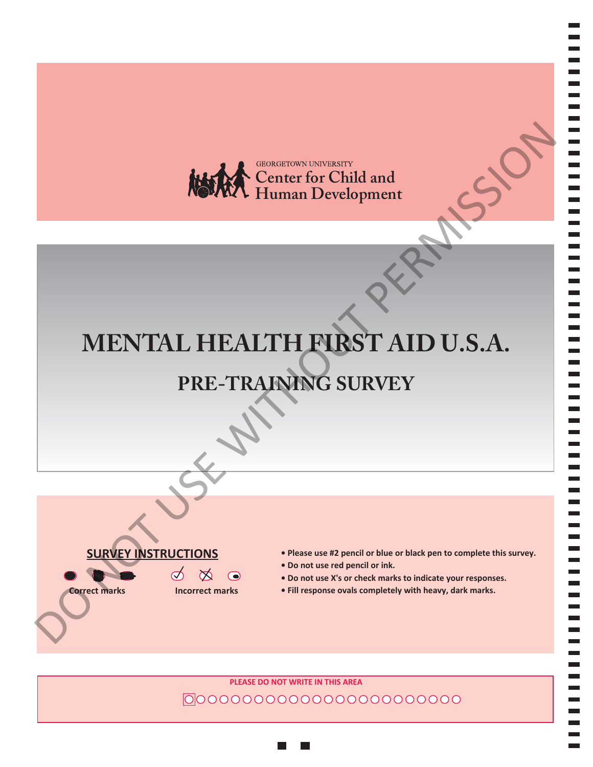GEORGETOWN UNIVERSITY
Center for Child and
Human Development

# MENTAL HEALTH FIRST AID U.S.A.

## PRE-TRAINING SURVEY

DO NOT USE WITHOUT PERMISSION

**SURVEY INSTRUCTIONS**

Correct marks | Incorrect marks

- **Please use #2 pencil or blue or black pen to complete this survey.**
- **Do not use red pencil or ink.**
- **Do not use X's or check marks to indicate your responses.**
- **Fill response ovals completely with heavy, dark marks.**

PLEASE DO NOT WRITE IN THIS AREA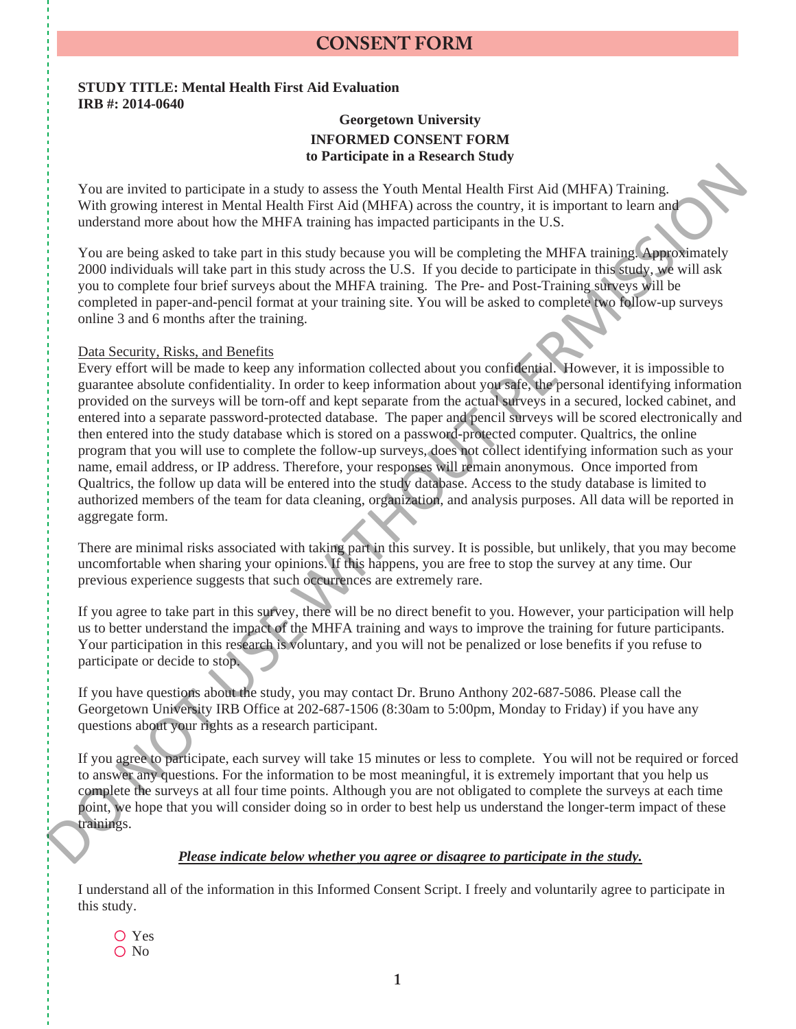# CONSENT FORM

**STUDY TITLE: Mental Health First Aid Evaluation**
**IRB #: 2014-0640**

**Georgetown University**
**INFORMED CONSENT FORM**
**to Participate in a Research Study**

You are invited to participate in a study to assess the Youth Mental Health First Aid (MHFA) Training. With growing interest in Mental Health First Aid (MHFA) across the country, it is important to learn and understand more about how the MHFA training has impacted participants in the U.S.

You are being asked to take part in this study because you will be completing the MHFA training. Approximately 2000 individuals will take part in this study across the U.S. If you decide to participate in this study, we will ask you to complete four brief surveys about the MHFA training. The Pre- and Post-Training surveys will be completed in paper-and-pencil format at your training site. You will be asked to complete two follow-up surveys online 3 and 6 months after the training.

Data Security, Risks, and Benefits

Every effort will be made to keep any information collected about you confidential. However, it is impossible to guarantee absolute confidentiality. In order to keep information about you safe, the personal identifying information provided on the surveys will be torn-off and kept separate from the actual surveys in a secured, locked cabinet, and entered into a separate password-protected database. The paper and pencil surveys will be scored electronically and then entered into the study database which is stored on a password-protected computer. Qualtrics, the online program that you will use to complete the follow-up surveys, does not collect identifying information such as your name, email address, or IP address. Therefore, your responses will remain anonymous. Once imported from Qualtrics, the follow up data will be entered into the study database. Access to the study database is limited to authorized members of the team for data cleaning, organization, and analysis purposes. All data will be reported in aggregate form.

There are minimal risks associated with taking part in this survey. It is possible, but unlikely, that you may become uncomfortable when sharing your opinions. If this happens, you are free to stop the survey at any time. Our previous experience suggests that such occurrences are extremely rare.

If you agree to take part in this survey, there will be no direct benefit to you. However, your participation will help us to better understand the impact of the MHFA training and ways to improve the training for future participants. Your participation in this research is voluntary, and you will not be penalized or lose benefits if you refuse to participate or decide to stop.

If you have questions about the study, you may contact Dr. Bruno Anthony 202-687-5086. Please call the Georgetown University IRB Office at 202-687-1506 (8:30am to 5:00pm, Monday to Friday) if you have any questions about your rights as a research participant.

If you agree to participate, each survey will take 15 minutes or less to complete. You will not be required or forced to answer any questions. For the information to be most meaningful, it is extremely important that you help us complete the surveys at all four time points. Although you are not obligated to complete the surveys at each time point, we hope that you will consider doing so in order to best help us understand the longer-term impact of these trainings.

***Please indicate below whether you agree or disagree to participate in the study.***

I understand all of the information in this Informed Consent Script. I freely and voluntarily agree to participate in this study.

- ○ Yes
- ○ No

DO NOT USE WITHOUT PERMISSION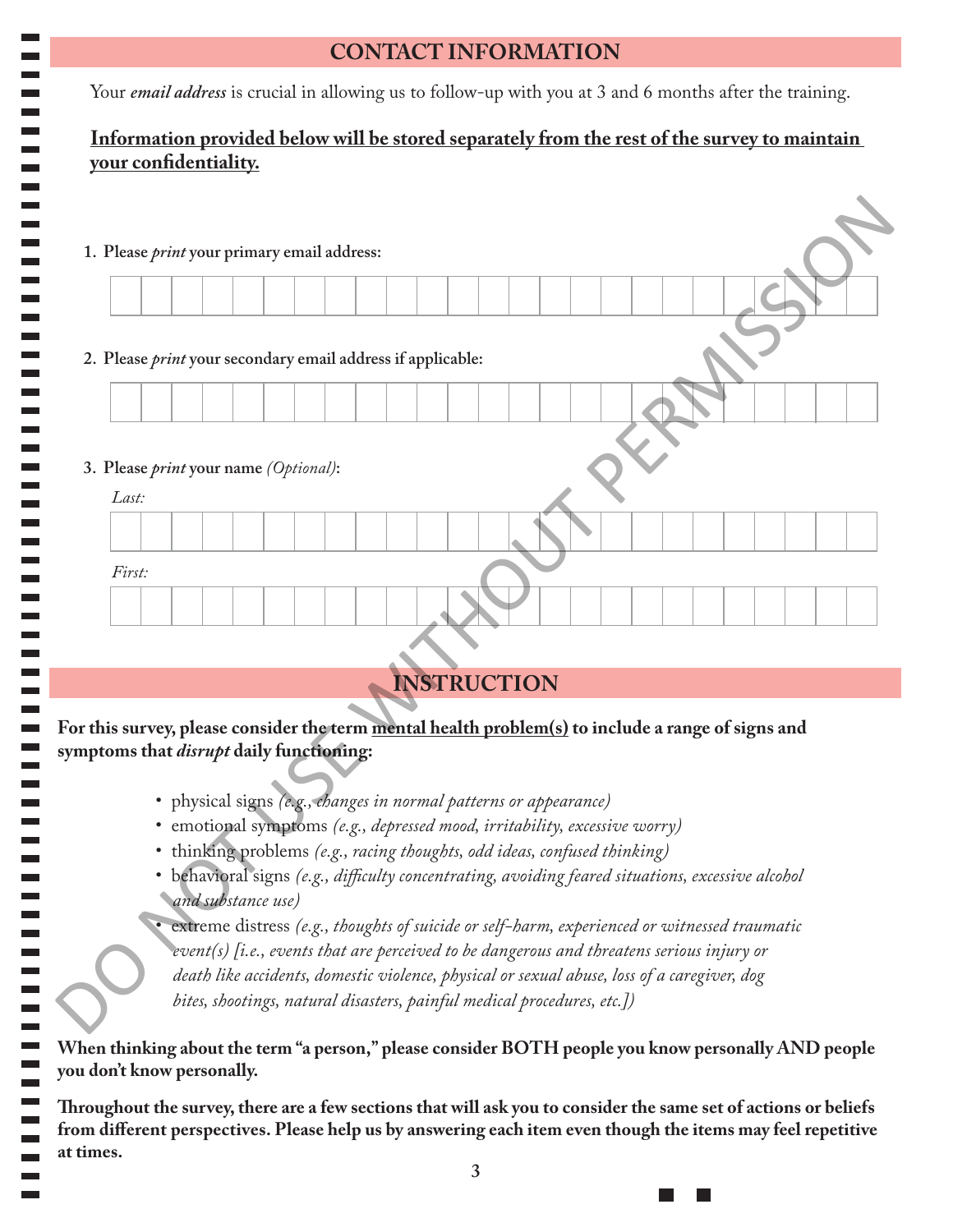## CONTACT INFORMATION

Your *email address* is crucial in allowing us to follow-up with you at 3 and 6 months after the training.

**Information provided below will be stored separately from the rest of the survey to maintain your confidentiality.**

**1. Please *print* your primary email address:**

**2. Please *print* your secondary email address if applicable:**

**3. Please *print* your name *(Optional)*:**

*Last:*

*First:*

DO NOT USE WITHOUT PERMISSION

## INSTRUCTION

**For this survey, please consider the term mental health problem(s) to include a range of signs and symptoms that *disrupt* daily functioning:**

- physical signs *(e.g., changes in normal patterns or appearance)*
- emotional symptoms *(e.g., depressed mood, irritability, excessive worry)*
- thinking problems *(e.g., racing thoughts, odd ideas, confused thinking)*
- behavioral signs *(e.g., difficulty concentrating, avoiding feared situations, excessive alcohol and substance use)*
- extreme distress *(e.g., thoughts of suicide or self-harm, experienced or witnessed traumatic event(s) [i.e., events that are perceived to be dangerous and threatens serious injury or death like accidents, domestic violence, physical or sexual abuse, loss of a caregiver, dog bites, shootings, natural disasters, painful medical procedures, etc.])*

**When thinking about the term "a person," please consider BOTH people you know personally AND people you don't know personally.**

**Throughout the survey, there are a few sections that will ask you to consider the same set of actions or beliefs from different perspectives. Please help us by answering each item even though the items may feel repetitive at times.**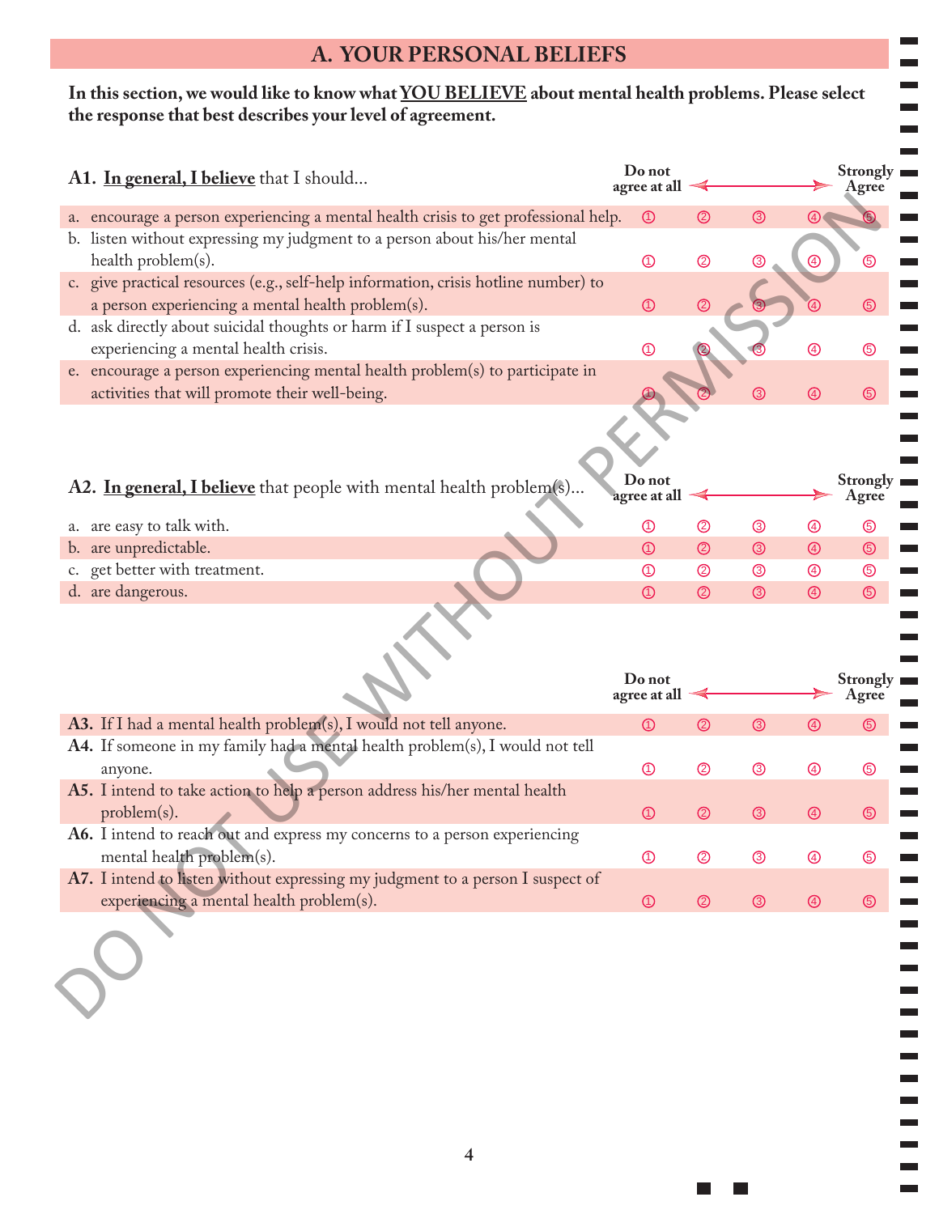## A. YOUR PERSONAL BELIEFS

**In this section, we would like to know what YOU BELIEVE about mental health problems. Please select the response that best describes your level of agreement.**

| **A1. In general, I believe** that I should... | Do not agree at all | | | | Strongly Agree |
|---|---|---|---|---|---|
| a. encourage a person experiencing a mental health crisis to get professional help. | ① | ② | ③ | ④ | ⑤ |
| b. listen without expressing my judgment to a person about his/her mental health problem(s). | ① | ② | ③ | ④ | ⑤ |
| c. give practical resources (e.g., self-help information, crisis hotline number) to a person experiencing a mental health problem(s). | ① | ② | ③ | ④ | ⑤ |
| d. ask directly about suicidal thoughts or harm if I suspect a person is experiencing a mental health crisis. | ① | ② | ③ | ④ | ⑤ |
| e. encourage a person experiencing mental health problem(s) to participate in activities that will promote their well-being. | ① | ② | ③ | ④ | ⑤ |

| **A2. In general, I believe** that people with mental health problem(s)... | Do not agree at all | | | | Strongly Agree |
|---|---|---|---|---|---|
| a. are easy to talk with. | ① | ② | ③ | ④ | ⑤ |
| b. are unpredictable. | ① | ② | ③ | ④ | ⑤ |
| c. get better with treatment. | ① | ② | ③ | ④ | ⑤ |
| d. are dangerous. | ① | ② | ③ | ④ | ⑤ |

| | Do not agree at all | | | | Strongly Agree |
|---|---|---|---|---|---|
| **A3.** If I had a mental health problem(s), I would not tell anyone. | ① | ② | ③ | ④ | ⑤ |
| **A4.** If someone in my family had a mental health problem(s), I would not tell anyone. | ① | ② | ③ | ④ | ⑤ |
| **A5.** I intend to take action to help a person address his/her mental health problem(s). | ① | ② | ③ | ④ | ⑤ |
| **A6.** I intend to reach out and express my concerns to a person experiencing mental health problem(s). | ① | ② | ③ | ④ | ⑤ |
| **A7.** I intend to listen without expressing my judgment to a person I suspect of experiencing a mental health problem(s). | ① | ② | ③ | ④ | ⑤ |

DO NOT USE WITHOUT PERMISSION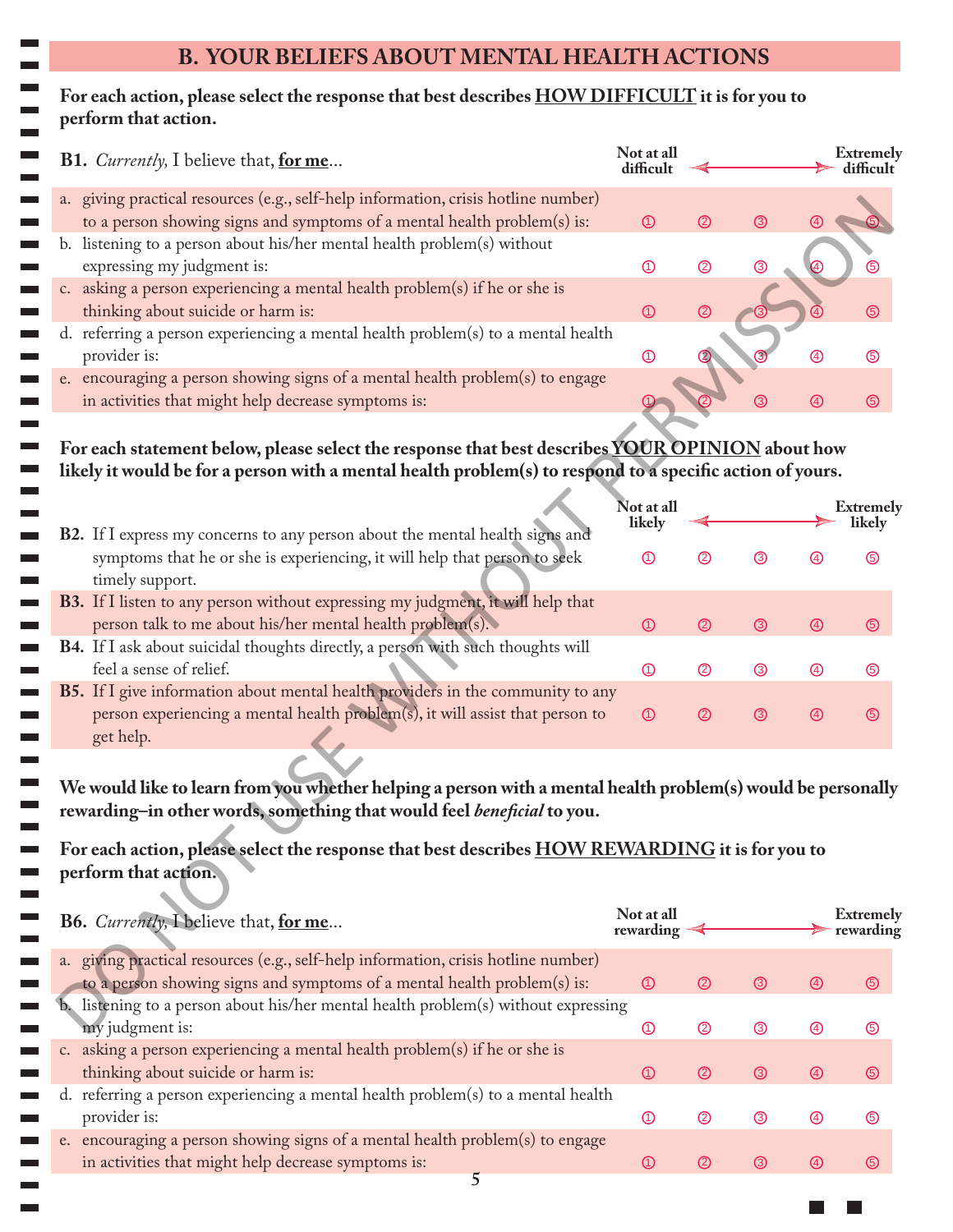## B. YOUR BELIEFS ABOUT MENTAL HEALTH ACTIONS

**For each action, please select the response that best describes <u>HOW DIFFICULT</u> it is for you to perform that action.**

| **B1.** *Currently,* I believe that, **<u>for me</u>**... | Not at all difficult | | | | Extremely difficult |
|---|---|---|---|---|---|
| a. giving practical resources (e.g., self-help information, crisis hotline number) to a person showing signs and symptoms of a mental health problem(s) is: | ① | ② | ③ | ④ | ⑤ |
| b. listening to a person about his/her mental health problem(s) without expressing my judgment is: | ① | ② | ③ | ④ | ⑤ |
| c. asking a person experiencing a mental health problem(s) if he or she is thinking about suicide or harm is: | ① | ② | ③ | ④ | ⑤ |
| d. referring a person experiencing a mental health problem(s) to a mental health provider is: | ① | ② | ③ | ④ | ⑤ |
| e. encouraging a person showing signs of a mental health problem(s) to engage in activities that might help decrease symptoms is: | ① | ② | ③ | ④ | ⑤ |

**For each statement below, please select the response that best describes <u>YOUR OPINION</u> about how likely it would be for a person with a mental health problem(s) to respond to a specific action of yours.**

| | Not at all likely | | | | Extremely likely |
|---|---|---|---|---|---|
| **B2.** If I express my concerns to any person about the mental health signs and symptoms that he or she is experiencing, it will help that person to seek timely support. | ① | ② | ③ | ④ | ⑤ |
| **B3.** If I listen to any person without expressing my judgment, it will help that person talk to me about his/her mental health problem(s). | ① | ② | ③ | ④ | ⑤ |
| **B4.** If I ask about suicidal thoughts directly, a person with such thoughts will feel a sense of relief. | ① | ② | ③ | ④ | ⑤ |
| **B5.** If I give information about mental health providers in the community to any person experiencing a mental health problem(s), it will assist that person to get help. | ① | ② | ③ | ④ | ⑤ |

**We would like to learn from you whether helping a person with a mental health problem(s) would be personally rewarding–in other words, something that would feel *beneficial* to you.**

**For each action, please select the response that best describes <u>HOW REWARDING</u> it is for you to perform that action.**

| **B6.** *Currently,* I believe that, **<u>for me</u>**... | Not at all rewarding | | | | Extremely rewarding |
|---|---|---|---|---|---|
| a. giving practical resources (e.g., self-help information, crisis hotline number) to a person showing signs and symptoms of a mental health problem(s) is: | ① | ② | ③ | ④ | ⑤ |
| b. listening to a person about his/her mental health problem(s) without expressing my judgment is: | ① | ② | ③ | ④ | ⑤ |
| c. asking a person experiencing a mental health problem(s) if he or she is thinking about suicide or harm is: | ① | ② | ③ | ④ | ⑤ |
| d. referring a person experiencing a mental health problem(s) to a mental health provider is: | ① | ② | ③ | ④ | ⑤ |
| e. encouraging a person showing signs of a mental health problem(s) to engage in activities that might help decrease symptoms is: | ① | ② | ③ | ④ | ⑤ |

DO NOT USE WITHOUT PERMISSION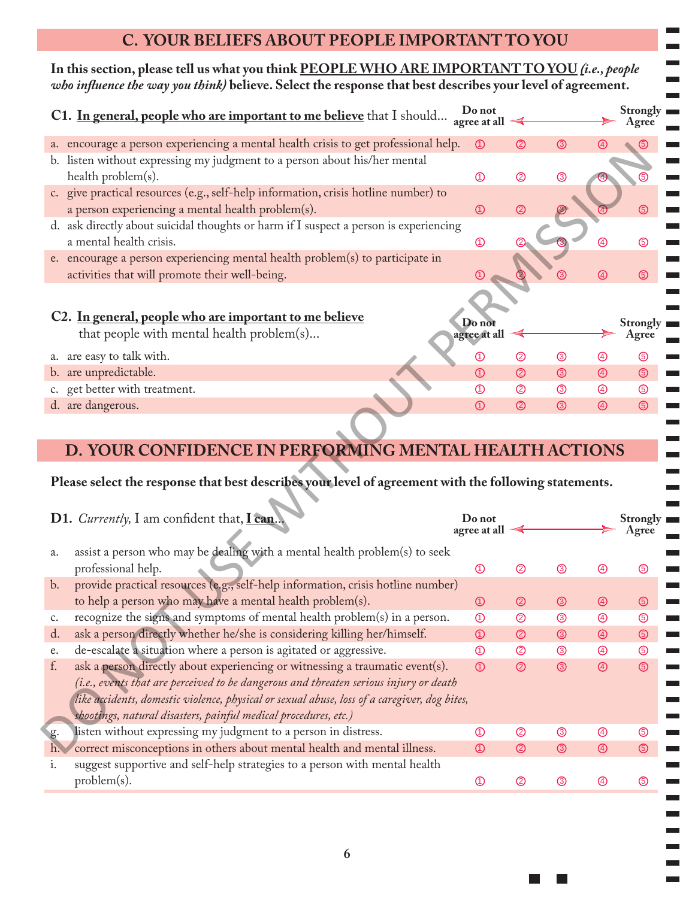## C. YOUR BELIEFS ABOUT PEOPLE IMPORTANT TO YOU

**In this section, please tell us what you think <u>PEOPLE WHO ARE IMPORTANT TO YOU</u> *(i.e., people who influence the way you think)* believe. Select the response that best describes your level of agreement.**

| **C1. <u>In general, people who are important to me believe</u>** that I should... | Do not agree at all | | | | Strongly Agree |
|---|---|---|---|---|---|
| a. encourage a person experiencing a mental health crisis to get professional help. | ① | ② | ③ | ④ | ⑤ |
| b. listen without expressing my judgment to a person about his/her mental health problem(s). | ① | ② | ③ | ④ | ⑤ |
| c. give practical resources (e.g., self-help information, crisis hotline number) to a person experiencing a mental health problem(s). | ① | ② | ③ | ④ | ⑤ |
| d. ask directly about suicidal thoughts or harm if I suspect a person is experiencing a mental health crisis. | ① | ② | ③ | ④ | ⑤ |
| e. encourage a person experiencing mental health problem(s) to participate in activities that will promote their well-being. | ① | ② | ③ | ④ | ⑤ |

| **C2. <u>In general, people who are important to me believe</u>** that people with mental health problem(s)... | Do not agree at all | | | | Strongly Agree |
|---|---|---|---|---|---|
| a. are easy to talk with. | ① | ② | ③ | ④ | ⑤ |
| b. are unpredictable. | ① | ② | ③ | ④ | ⑤ |
| c. get better with treatment. | ① | ② | ③ | ④ | ⑤ |
| d. are dangerous. | ① | ② | ③ | ④ | ⑤ |

## D. YOUR CONFIDENCE IN PERFORMING MENTAL HEALTH ACTIONS

**Please select the response that best describes your level of agreement with the following statements.**

| **D1.** *Currently,* I am confident that, **<u>I can</u>**... | Do not agree at all | | | | Strongly Agree |
|---|---|---|---|---|---|
| a. assist a person who may be dealing with a mental health problem(s) to seek professional help. | ① | ② | ③ | ④ | ⑤ |
| b. provide practical resources (e.g., self-help information, crisis hotline number) to help a person who may have a mental health problem(s). | ① | ② | ③ | ④ | ⑤ |
| c. recognize the signs and symptoms of mental health problem(s) in a person. | ① | ② | ③ | ④ | ⑤ |
| d. ask a person directly whether he/she is considering killing her/himself. | ① | ② | ③ | ④ | ⑤ |
| e. de-escalate a situation where a person is agitated or aggressive. | ① | ② | ③ | ④ | ⑤ |
| f. ask a person directly about experiencing or witnessing a traumatic event(s). *(i.e., events that are perceived to be dangerous and threaten serious injury or death like accidents, domestic violence, physical or sexual abuse, loss of a caregiver, dog bites, shootings, natural disasters, painful medical procedures, etc.)* | ① | ② | ③ | ④ | ⑤ |
| g. listen without expressing my judgment to a person in distress. | ① | ② | ③ | ④ | ⑤ |
| h. correct misconceptions in others about mental health and mental illness. | ① | ② | ③ | ④ | ⑤ |
| i. suggest supportive and self-help strategies to a person with mental health problem(s). | ① | ② | ③ | ④ | ⑤ |

DO NOT USE WITHOUT PERMISSION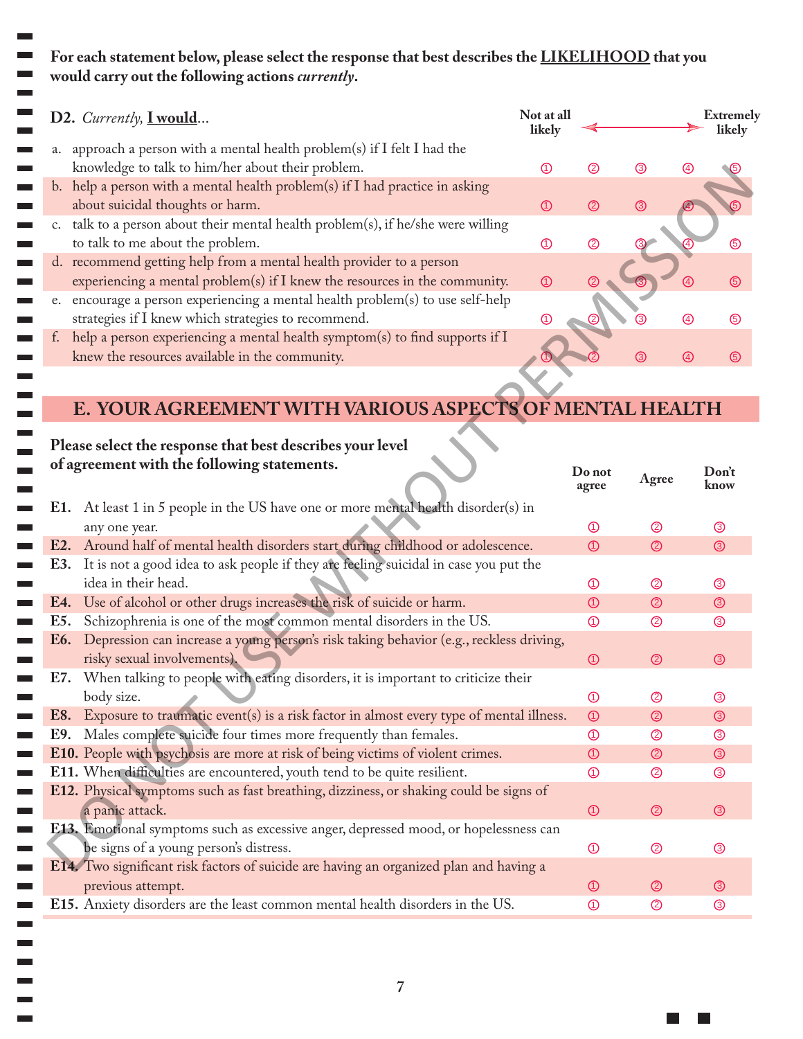**For each statement below, please select the response that best describes the <u>LIKELIHOOD</u> that you would carry out the following actions *currently*.**

| **D2.** *Currently,* **<u>I would</u>**... | Not at all likely | | | | Extremely likely |
|---|---|---|---|---|---|
| a. approach a person with a mental health problem(s) if I felt I had the knowledge to talk to him/her about their problem. | ① | ② | ③ | ④ | ⑤ |
| b. help a person with a mental health problem(s) if I had practice in asking about suicidal thoughts or harm. | ① | ② | ③ | ④ | ⑤ |
| c. talk to a person about their mental health problem(s), if he/she were willing to talk to me about the problem. | ① | ② | ③ | ④ | ⑤ |
| d. recommend getting help from a mental health provider to a person experiencing a mental problem(s) if I knew the resources in the community. | ① | ② | ③ | ④ | ⑤ |
| e. encourage a person experiencing a mental health problem(s) to use self-help strategies if I knew which strategies to recommend. | ① | ② | ③ | ④ | ⑤ |
| f. help a person experiencing a mental health symptom(s) to find supports if I knew the resources available in the community. | ① | ② | ③ | ④ | ⑤ |

## E. YOUR AGREEMENT WITH VARIOUS ASPECTS OF MENTAL HEALTH

**Please select the response that best describes your level of agreement with the following statements.**

| | Do not agree | Agree | Don't know |
|---|---|---|---|
| **E1.** At least 1 in 5 people in the US have one or more mental health disorder(s) in any one year. | ① | ② | ③ |
| **E2.** Around half of mental health disorders start during childhood or adolescence. | ① | ② | ③ |
| **E3.** It is not a good idea to ask people if they are feeling suicidal in case you put the idea in their head. | ① | ② | ③ |
| **E4.** Use of alcohol or other drugs increases the risk of suicide or harm. | ① | ② | ③ |
| **E5.** Schizophrenia is one of the most common mental disorders in the US. | ① | ② | ③ |
| **E6.** Depression can increase a young person's risk taking behavior (e.g., reckless driving, risky sexual involvements). | ① | ② | ③ |
| **E7.** When talking to people with eating disorders, it is important to criticize their body size. | ① | ② | ③ |
| **E8.** Exposure to traumatic event(s) is a risk factor in almost every type of mental illness. | ① | ② | ③ |
| **E9.** Males complete suicide four times more frequently than females. | ① | ② | ③ |
| **E10.** People with psychosis are more at risk of being victims of violent crimes. | ① | ② | ③ |
| **E11.** When difficulties are encountered, youth tend to be quite resilient. | ① | ② | ③ |
| **E12.** Physical symptoms such as fast breathing, dizziness, or shaking could be signs of a panic attack. | ① | ② | ③ |
| **E13.** Emotional symptoms such as excessive anger, depressed mood, or hopelessness can be signs of a young person's distress. | ① | ② | ③ |
| **E14.** Two significant risk factors of suicide are having an organized plan and having a previous attempt. | ① | ② | ③ |
| **E15.** Anxiety disorders are the least common mental health disorders in the US. | ① | ② | ③ |

DO NOT USE WITHOUT PERMISSION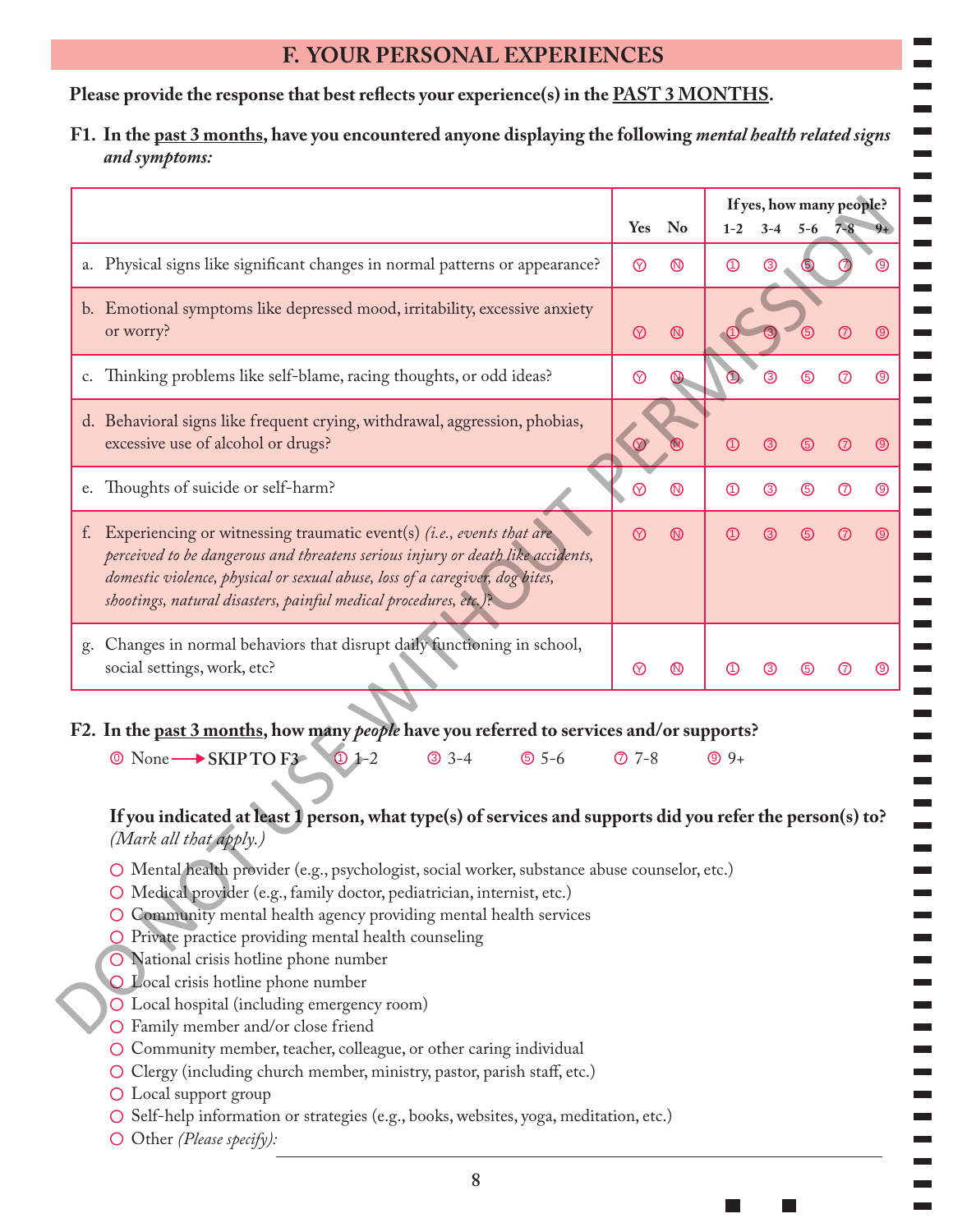## F. YOUR PERSONAL EXPERIENCES

**Please provide the response that best reflects your experience(s) in the PAST 3 MONTHS.**

**F1. In the past 3 months, have you encountered anyone displaying the following *mental health related signs and symptoms:***

| | Yes | No | If yes, how many people? 1-2 | 3-4 | 5-6 | 7-8 | 9+ |
|---|---|---|---|---|---|---|---|
| a. Physical signs like significant changes in normal patterns or appearance? | Ⓨ | Ⓝ | ① | ③ | ⑤ | ⑦ | ⑨ |
| b. Emotional symptoms like depressed mood, irritability, excessive anxiety or worry? | Ⓨ | Ⓝ | ① | ③ | ⑤ | ⑦ | ⑨ |
| c. Thinking problems like self-blame, racing thoughts, or odd ideas? | Ⓨ | Ⓝ | ① | ③ | ⑤ | ⑦ | ⑨ |
| d. Behavioral signs like frequent crying, withdrawal, aggression, phobias, excessive use of alcohol or drugs? | Ⓨ | Ⓝ | ① | ③ | ⑤ | ⑦ | ⑨ |
| e. Thoughts of suicide or self-harm? | Ⓨ | Ⓝ | ① | ③ | ⑤ | ⑦ | ⑨ |
| f. Experiencing or witnessing traumatic event(s) *(i.e., events that are perceived to be dangerous and threatens serious injury or death like accidents, domestic violence, physical or sexual abuse, loss of a caregiver, dog bites, shootings, natural disasters, painful medical procedures, etc.)*? | Ⓨ | Ⓝ | ① | ③ | ⑤ | ⑦ | ⑨ |
| g. Changes in normal behaviors that disrupt daily functioning in school, social settings, work, etc? | Ⓨ | Ⓝ | ① | ③ | ⑤ | ⑦ | ⑨ |

**F2. In the past 3 months, how many *people* have you referred to services and/or supports?**

⓪ None ⟶ **SKIP TO F3** ① 1-2 ③ 3-4 ⑤ 5-6 ⑦ 7-8 ⑨ 9+

**If you indicated at least 1 person, what type(s) of services and supports did you refer the person(s) to?** *(Mark all that apply.)*

- ○ Mental health provider (e.g., psychologist, social worker, substance abuse counselor, etc.)
- ○ Medical provider (e.g., family doctor, pediatrician, internist, etc.)
- ○ Community mental health agency providing mental health services
- ○ Private practice providing mental health counseling
- ○ National crisis hotline phone number
- ○ Local crisis hotline phone number
- ○ Local hospital (including emergency room)
- ○ Family member and/or close friend
- ○ Community member, teacher, colleague, or other caring individual
- ○ Clergy (including church member, ministry, pastor, parish staff, etc.)
- ○ Local support group
- ○ Self-help information or strategies (e.g., books, websites, yoga, meditation, etc.)
- ○ Other *(Please specify)*: ______________________

DO NOT USE WITHOUT PERMISSION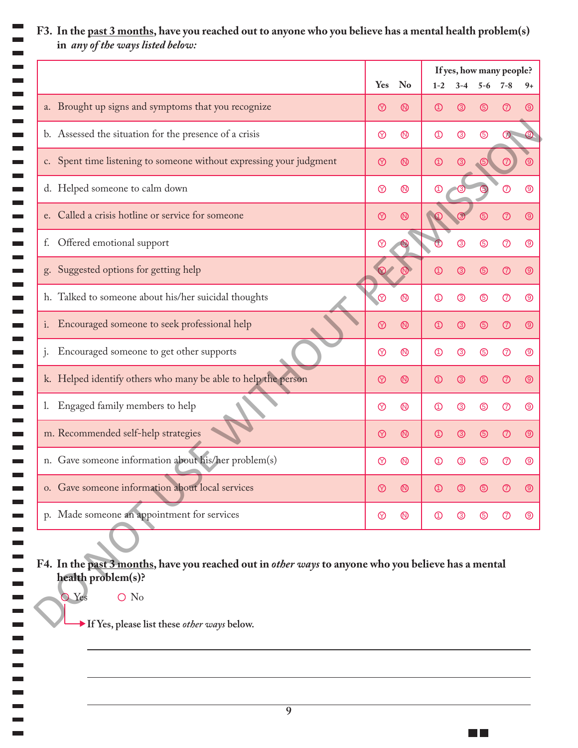**F3. In the past 3 months, have you reached out to anyone who you believe has a mental health problem(s) in *any of the ways listed below:***

| | Yes | No | If yes, how many people? 1-2 | 3-4 | 5-6 | 7-8 | 9+ |
|---|---|---|---|---|---|---|---|
| a. Brought up signs and symptoms that you recognize | Ⓨ | Ⓝ | ① | ③ | ⑤ | ⑦ | ⑨ |
| b. Assessed the situation for the presence of a crisis | Ⓨ | Ⓝ | ① | ③ | ⑤ | ⑦ | ⑨ |
| c. Spent time listening to someone without expressing your judgment | Ⓨ | Ⓝ | ① | ③ | ⑤ | ⑦ | ⑨ |
| d. Helped someone to calm down | Ⓨ | Ⓝ | ① | ③ | ⑤ | ⑦ | ⑨ |
| e. Called a crisis hotline or service for someone | Ⓨ | Ⓝ | ① | ③ | ⑤ | ⑦ | ⑨ |
| f. Offered emotional support | Ⓨ | Ⓝ | ① | ③ | ⑤ | ⑦ | ⑨ |
| g. Suggested options for getting help | Ⓨ | Ⓝ | ① | ③ | ⑤ | ⑦ | ⑨ |
| h. Talked to someone about his/her suicidal thoughts | Ⓨ | Ⓝ | ① | ③ | ⑤ | ⑦ | ⑨ |
| i. Encouraged someone to seek professional help | Ⓨ | Ⓝ | ① | ③ | ⑤ | ⑦ | ⑨ |
| j. Encouraged someone to get other supports | Ⓨ | Ⓝ | ① | ③ | ⑤ | ⑦ | ⑨ |
| k. Helped identify others who many be able to help the person | Ⓨ | Ⓝ | ① | ③ | ⑤ | ⑦ | ⑨ |
| l. Engaged family members to help | Ⓨ | Ⓝ | ① | ③ | ⑤ | ⑦ | ⑨ |
| m. Recommended self-help strategies | Ⓨ | Ⓝ | ① | ③ | ⑤ | ⑦ | ⑨ |
| n. Gave someone information about his/her problem(s) | Ⓨ | Ⓝ | ① | ③ | ⑤ | ⑦ | ⑨ |
| o. Gave someone information about local services | Ⓨ | Ⓝ | ① | ③ | ⑤ | ⑦ | ⑨ |
| p. Made someone an appointment for services | Ⓨ | Ⓝ | ① | ③ | ⑤ | ⑦ | ⑨ |

**F4. In the past 3 months, have you reached out in *other ways* to anyone who you believe has a mental health problem(s)?**

○ Yes ○ No

**If Yes, please list these *other ways* below.**

\_\_\_\_\_\_\_\_\_\_\_\_\_\_\_\_\_\_\_\_\_\_\_\_\_\_\_\_\_\_\_\_\_\_\_\_\_\_\_\_\_\_\_\_

\_\_\_\_\_\_\_\_\_\_\_\_\_\_\_\_\_\_\_\_\_\_\_\_\_\_\_\_\_\_\_\_\_\_\_\_\_\_\_\_\_\_\_\_

\_\_\_\_\_\_\_\_\_\_\_\_\_\_\_\_\_\_\_\_\_\_\_\_\_\_\_\_\_\_\_\_\_\_\_\_\_\_\_\_\_\_\_\_

DO NOT USE WITHOUT PERMISSION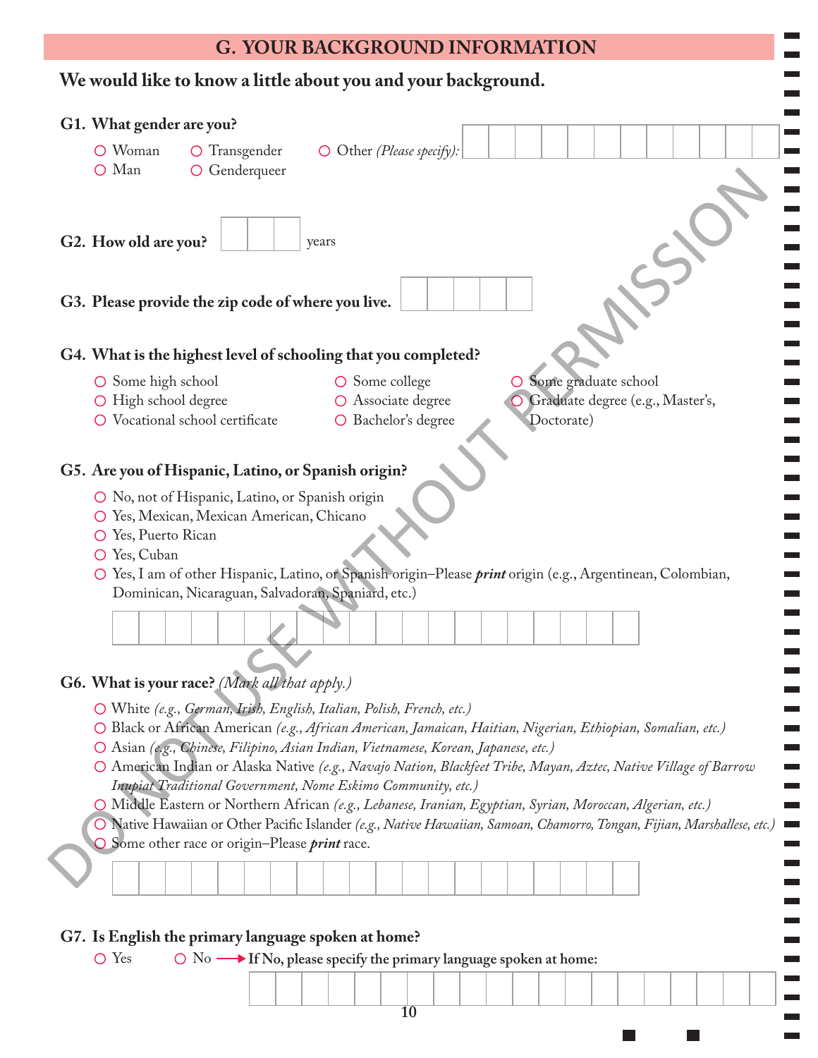## G. YOUR BACKGROUND INFORMATION

**We would like to know a little about you and your background.**

**G1. What gender are you?**

- ○ Woman
- ○ Man
- ○ Transgender
- ○ Genderqueer
- ○ Other *(Please specify)*: ________________

**G2. How old are you?** ______ years

**G3. Please provide the zip code of where you live.** __________

**G4. What is the highest level of schooling that you completed?**

- ○ Some high school
- ○ High school degree
- ○ Vocational school certificate
- ○ Some college
- ○ Associate degree
- ○ Bachelor's degree
- ○ Some graduate school
- ○ Graduate degree (e.g., Master's, Doctorate)

**G5. Are you of Hispanic, Latino, or Spanish origin?**

- ○ No, not of Hispanic, Latino, or Spanish origin
- ○ Yes, Mexican, Mexican American, Chicano
- ○ Yes, Puerto Rican
- ○ Yes, Cuban
- ○ Yes, I am of other Hispanic, Latino, or Spanish origin–Please ***print*** origin (e.g., Argentinean, Colombian, Dominican, Nicaraguan, Salvadoran, Spaniard, etc.)

________________________________

**G6. What is your race?** *(Mark all that apply.)*

- ○ White *(e.g., German, Irish, English, Italian, Polish, French, etc.)*
- ○ Black or African American *(e.g., African American, Jamaican, Haitian, Nigerian, Ethiopian, Somalian, etc.)*
- ○ Asian *(e.g., Chinese, Filipino, Asian Indian, Vietnamese, Korean, Japanese, etc.)*
- ○ American Indian or Alaska Native *(e.g., Navajo Nation, Blackfeet Tribe, Mayan, Aztec, Native Village of Barrow Inupiat Traditional Government, Nome Eskimo Community, etc.)*
- ○ Middle Eastern or Northern African *(e.g., Lebanese, Iranian, Egyptian, Syrian, Moroccan, Algerian, etc.)*
- ○ Native Hawaiian or Other Pacific Islander *(e.g., Native Hawaiian, Samoan, Chamorro, Tongan, Fijian, Marshallese, etc.)*
- ○ Some other race or origin–Please ***print*** race.

________________________________

**G7. Is English the primary language spoken at home?**

- ○ Yes
- ○ No → **If No, please specify the primary language spoken at home:**

________________________________

DO NOT USE WITHOUT PERMISSION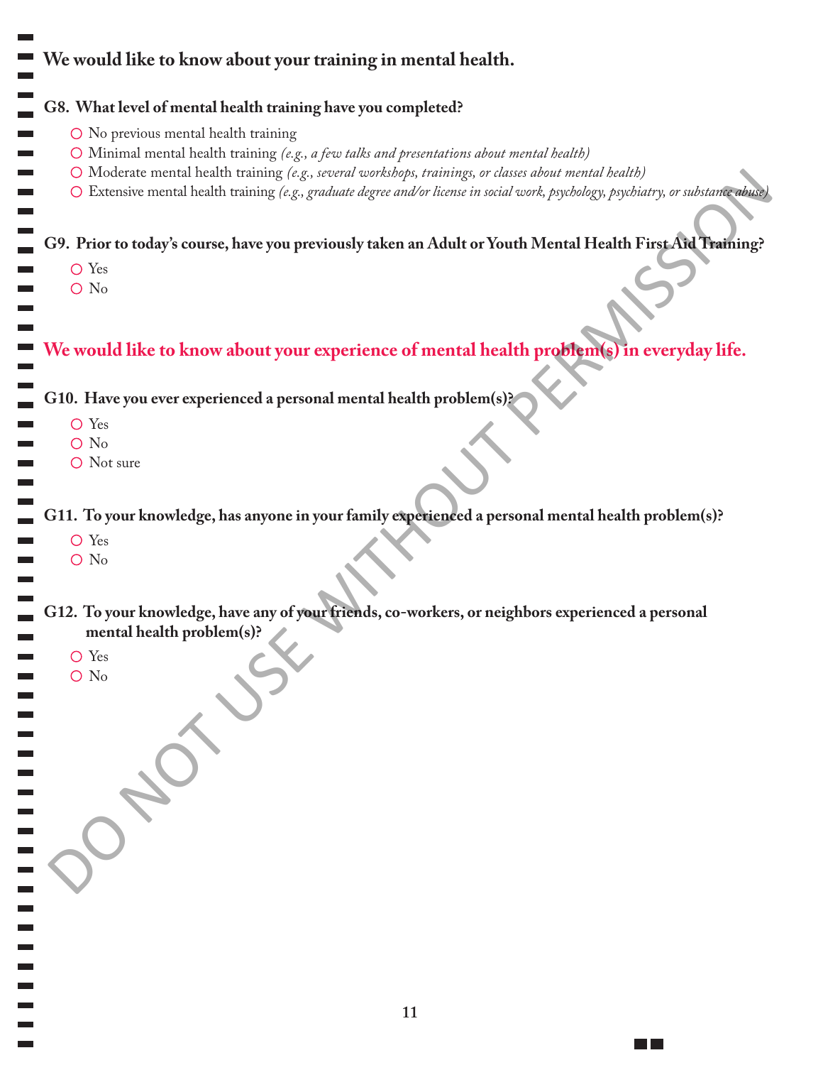## We would like to know about your training in mental health.

**G8. What level of mental health training have you completed?**

- ○ No previous mental health training
- ○ Minimal mental health training *(e.g., a few talks and presentations about mental health)*
- ○ Moderate mental health training *(e.g., several workshops, trainings, or classes about mental health)*
- ○ Extensive mental health training *(e.g., graduate degree and/or license in social work, psychology, psychiatry, or substance abuse)*

**G9. Prior to today's course, have you previously taken an Adult or Youth Mental Health First Aid Training?**

- ○ Yes
- ○ No

## We would like to know about your experience of mental health problem(s) in everyday life.

**G10. Have you ever experienced a personal mental health problem(s)?**

- ○ Yes
- ○ No
- ○ Not sure

**G11. To your knowledge, has anyone in your family experienced a personal mental health problem(s)?**

- ○ Yes
- ○ No

**G12. To your knowledge, have any of your friends, co-workers, or neighbors experienced a personal mental health problem(s)?**

- ○ Yes
- ○ No

DO NOT USE WITHOUT PERMISSION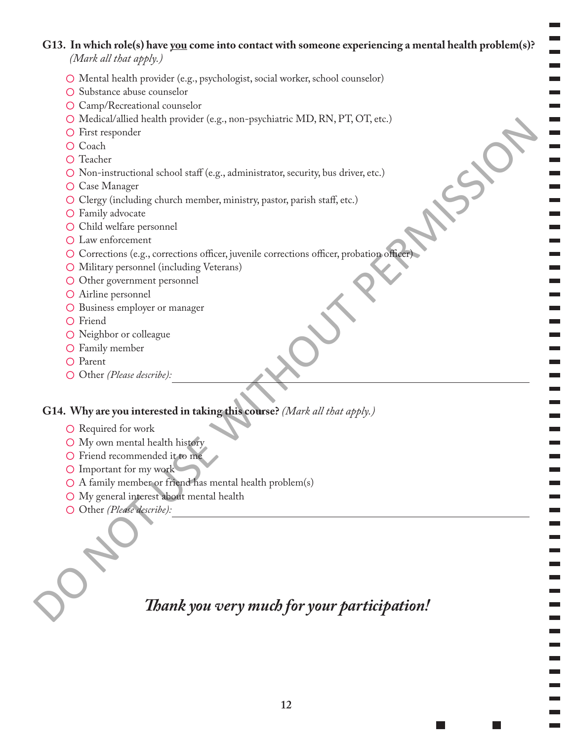**G13. In which role(s) have <u>you</u> come into contact with someone experiencing a mental health problem(s)?** *(Mark all that apply.)*

- ○ Mental health provider (e.g., psychologist, social worker, school counselor)
- ○ Substance abuse counselor
- ○ Camp/Recreational counselor
- ○ Medical/allied health provider (e.g., non-psychiatric MD, RN, PT, OT, etc.)
- ○ First responder
- ○ Coach
- ○ Teacher
- ○ Non-instructional school staff (e.g., administrator, security, bus driver, etc.)
- ○ Case Manager
- ○ Clergy (including church member, ministry, pastor, parish staff, etc.)
- ○ Family advocate
- ○ Child welfare personnel
- ○ Law enforcement
- ○ Corrections (e.g., corrections officer, juvenile corrections officer, probation officer)
- ○ Military personnel (including Veterans)
- ○ Other government personnel
- ○ Airline personnel
- ○ Business employer or manager
- ○ Friend
- ○ Neighbor or colleague
- ○ Family member
- ○ Parent
- ○ Other *(Please describe):* ______________________________

**G14. Why are you interested in taking this course?** *(Mark all that apply.)*

- ○ Required for work
- ○ My own mental health history
- ○ Friend recommended it to me
- ○ Important for my work
- ○ A family member or friend has mental health problem(s)
- ○ My general interest about mental health
- ○ Other *(Please describe):* ______________________________

***Thank you very much for your participation!***

DO NOT USE WITHOUT PERMISSION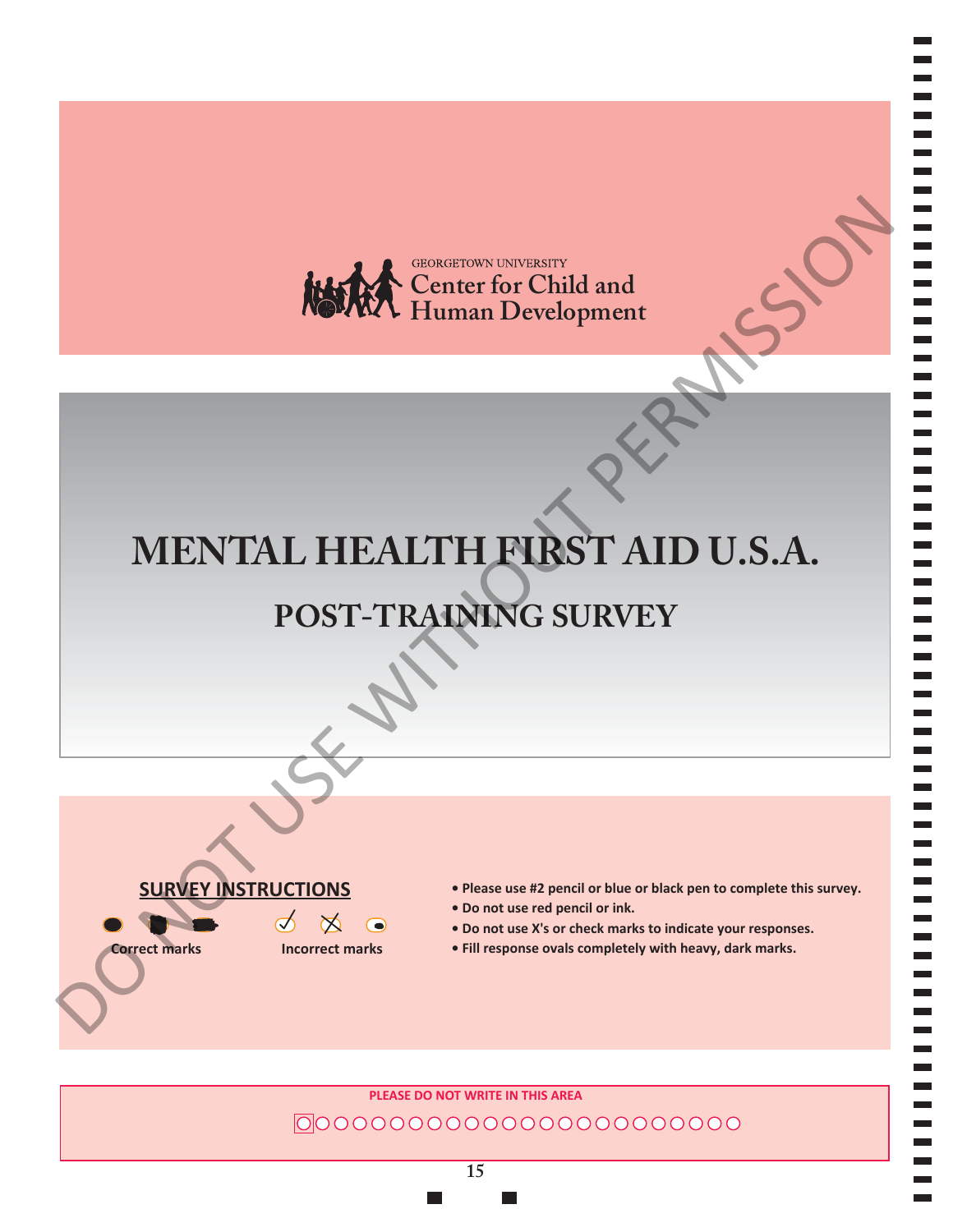GEORGETOWN UNIVERSITY
Center for Child and
Human Development

# MENTAL HEALTH FIRST AID U.S.A.

## POST-TRAINING SURVEY

DO NOT USE WITHOUT PERMISSION

**SURVEY INSTRUCTIONS**

Correct marks

Incorrect marks

- **Please use #2 pencil or blue or black pen to complete this survey.**
- **Do not use red pencil or ink.**
- **Do not use X's or check marks to indicate your responses.**
- **Fill response ovals completely with heavy, dark marks.**

**PLEASE DO NOT WRITE IN THIS AREA**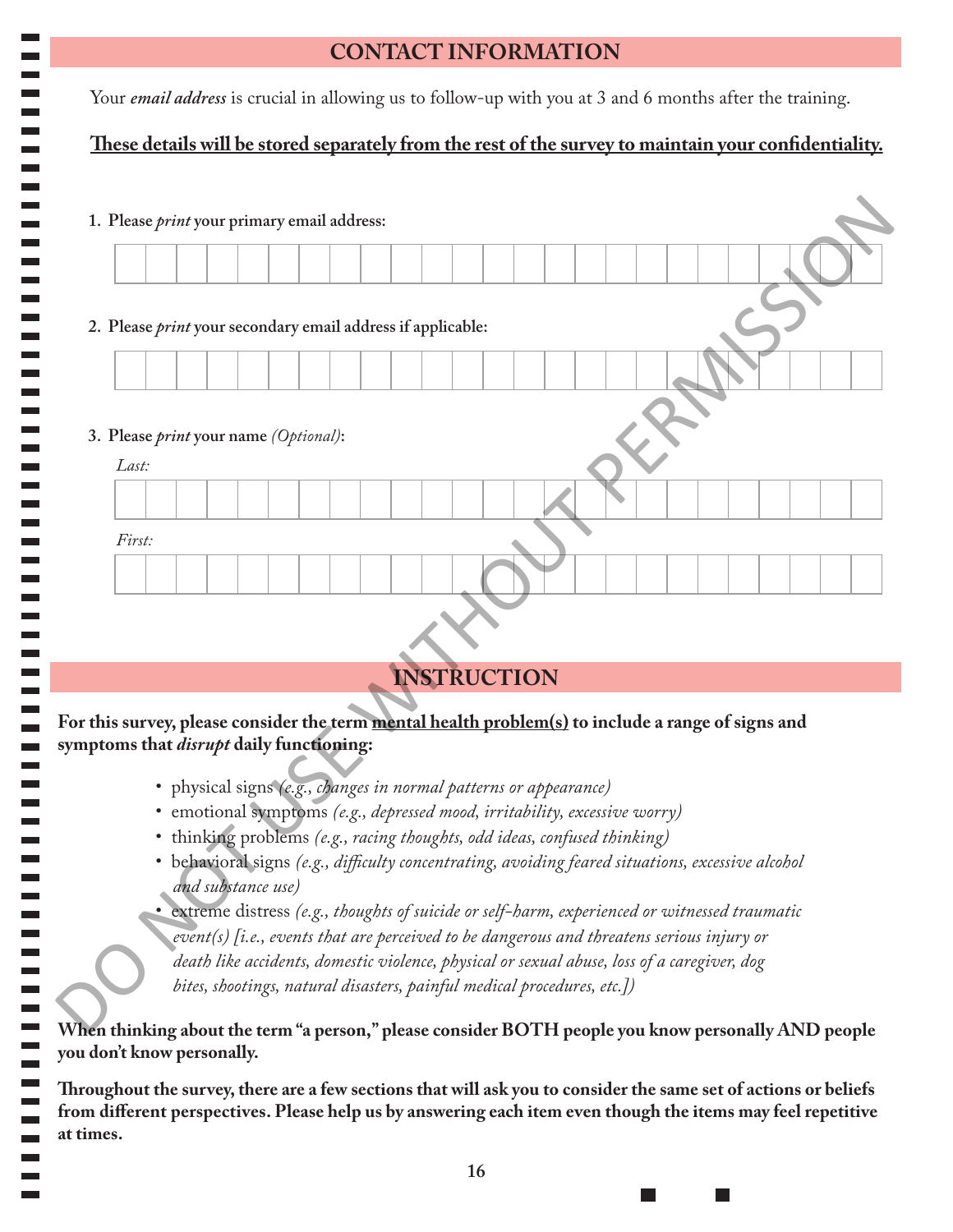## CONTACT INFORMATION

Your ***email address*** is crucial in allowing us to follow-up with you at 3 and 6 months after the training.

**<u>These details will be stored separately from the rest of the survey to maintain your confidentiality.</u>**

1. **Please *print* your primary email address:**

2. **Please *print* your secondary email address if applicable:**

3. **Please *print* your name *(Optional)*:**

*Last:*

*First:*

## INSTRUCTION

**For this survey, please consider the term <u>mental health problem(s)</u> to include a range of signs and symptoms that *disrupt* daily functioning:**

- physical signs *(e.g., changes in normal patterns or appearance)*
- emotional symptoms *(e.g., depressed mood, irritability, excessive worry)*
- thinking problems *(e.g., racing thoughts, odd ideas, confused thinking)*
- behavioral signs *(e.g., difficulty concentrating, avoiding feared situations, excessive alcohol and substance use)*
- extreme distress *(e.g., thoughts of suicide or self-harm, experienced or witnessed traumatic event(s) [i.e., events that are perceived to be dangerous and threatens serious injury or death like accidents, domestic violence, physical or sexual abuse, loss of a caregiver, dog bites, shootings, natural disasters, painful medical procedures, etc.])*

**When thinking about the term "a person," please consider BOTH people you know personally AND people you don't know personally.**

**Throughout the survey, there are a few sections that will ask you to consider the same set of actions or beliefs from different perspectives. Please help us by answering each item even though the items may feel repetitive at times.**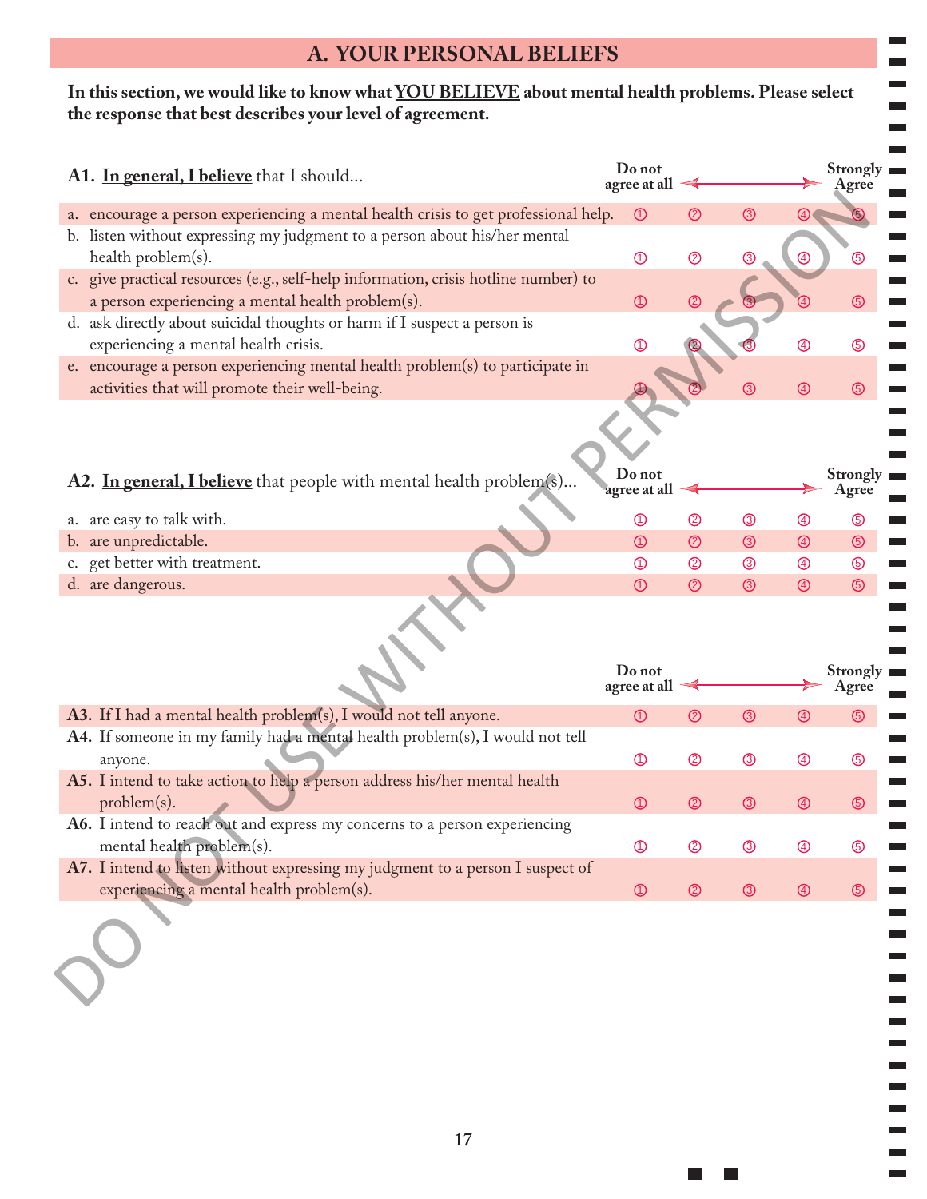## A. YOUR PERSONAL BELIEFS

**In this section, we would like to know what <u>YOU BELIEVE</u> about mental health problems. Please select the response that best describes your level of agreement.**

| **A1. <u>In general, I believe</u> that I should...** | **Do not agree at all** | | | | **Strongly Agree** |
|---|---|---|---|---|---|
| a. encourage a person experiencing a mental health crisis to get professional help. | ① | ② | ③ | ④ | ⑤ |
| b. listen without expressing my judgment to a person about his/her mental health problem(s). | ① | ② | ③ | ④ | ⑤ |
| c. give practical resources (e.g., self-help information, crisis hotline number) to a person experiencing a mental health problem(s). | ① | ② | ③ | ④ | ⑤ |
| d. ask directly about suicidal thoughts or harm if I suspect a person is experiencing a mental health crisis. | ① | ② | ③ | ④ | ⑤ |
| e. encourage a person experiencing mental health problem(s) to participate in activities that will promote their well-being. | ① | ② | ③ | ④ | ⑤ |

| **A2. <u>In general, I believe</u> that people with mental health problem(s)...** | **Do not agree at all** | | | | **Strongly Agree** |
|---|---|---|---|---|---|
| a. are easy to talk with. | ① | ② | ③ | ④ | ⑤ |
| b. are unpredictable. | ① | ② | ③ | ④ | ⑤ |
| c. get better with treatment. | ① | ② | ③ | ④ | ⑤ |
| d. are dangerous. | ① | ② | ③ | ④ | ⑤ |

| | **Do not agree at all** | | | | **Strongly Agree** |
|---|---|---|---|---|---|
| **A3.** If I had a mental health problem(s), I would not tell anyone. | ① | ② | ③ | ④ | ⑤ |
| **A4.** If someone in my family had a mental health problem(s), I would not tell anyone. | ① | ② | ③ | ④ | ⑤ |
| **A5.** I intend to take action to help a person address his/her mental health problem(s). | ① | ② | ③ | ④ | ⑤ |
| **A6.** I intend to reach out and express my concerns to a person experiencing mental health problem(s). | ① | ② | ③ | ④ | ⑤ |
| **A7.** I intend to listen without expressing my judgment to a person I suspect of experiencing a mental health problem(s). | ① | ② | ③ | ④ | ⑤ |

DO NOT USE WITHOUT PERMISSION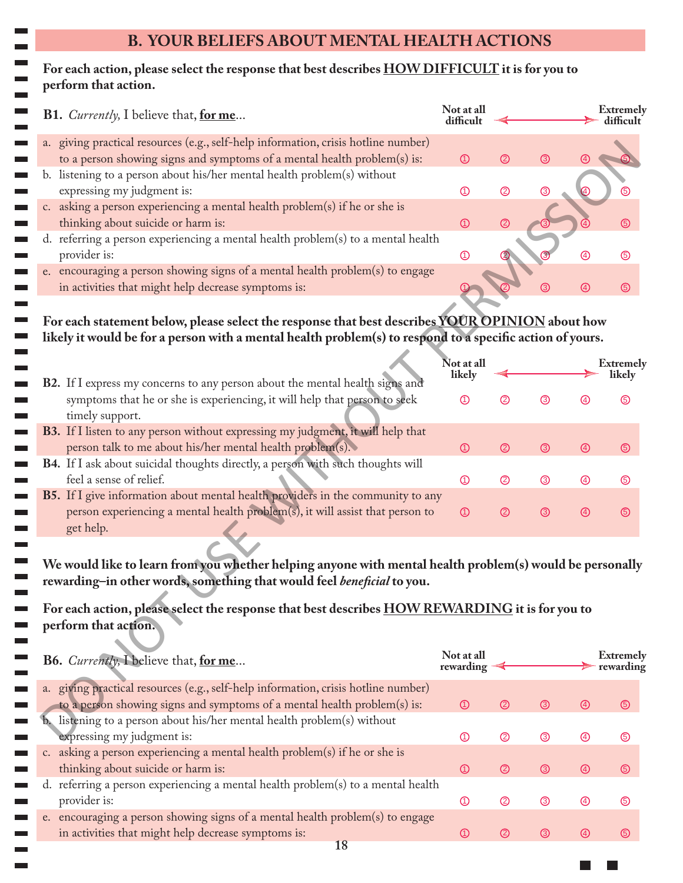## B. YOUR BELIEFS ABOUT MENTAL HEALTH ACTIONS

**For each action, please select the response that best describes HOW DIFFICULT it is for you to perform that action.**

| **B1.** *Currently,* I believe that, **for me**... | Not at all difficult | | | | Extremely difficult |
|---|---|---|---|---|---|
| a. giving practical resources (e.g., self-help information, crisis hotline number) to a person showing signs and symptoms of a mental health problem(s) is: | ① | ② | ③ | ④ | ⑤ |
| b. listening to a person about his/her mental health problem(s) without expressing my judgment is: | ① | ② | ③ | ④ | ⑤ |
| c. asking a person experiencing a mental health problem(s) if he or she is thinking about suicide or harm is: | ① | ② | ③ | ④ | ⑤ |
| d. referring a person experiencing a mental health problem(s) to a mental health provider is: | ① | ② | ③ | ④ | ⑤ |
| e. encouraging a person showing signs of a mental health problem(s) to engage in activities that might help decrease symptoms is: | ① | ② | ③ | ④ | ⑤ |

**For each statement below, please select the response that best describes YOUR OPINION about how likely it would be for a person with a mental health problem(s) to respond to a specific action of yours.**

| | Not at all likely | | | | Extremely likely |
|---|---|---|---|---|---|
| **B2.** If I express my concerns to any person about the mental health signs and symptoms that he or she is experiencing, it will help that person to seek timely support. | ① | ② | ③ | ④ | ⑤ |
| **B3.** If I listen to any person without expressing my judgment, it will help that person talk to me about his/her mental health problem(s). | ① | ② | ③ | ④ | ⑤ |
| **B4.** If I ask about suicidal thoughts directly, a person with such thoughts will feel a sense of relief. | ① | ② | ③ | ④ | ⑤ |
| **B5.** If I give information about mental health providers in the community to any person experiencing a mental health problem(s), it will assist that person to get help. | ① | ② | ③ | ④ | ⑤ |

**We would like to learn from you whether helping anyone with mental health problem(s) would be personally rewarding–in other words, something that would feel *beneficial* to you.**

**For each action, please select the response that best describes HOW REWARDING it is for you to perform that action.**

| **B6.** *Currently,* I believe that, **for me**... | Not at all rewarding | | | | Extremely rewarding |
|---|---|---|---|---|---|
| a. giving practical resources (e.g., self-help information, crisis hotline number) to a person showing signs and symptoms of a mental health problem(s) is: | ① | ② | ③ | ④ | ⑤ |
| b. listening to a person about his/her mental health problem(s) without expressing my judgment is: | ① | ② | ③ | ④ | ⑤ |
| c. asking a person experiencing a mental health problem(s) if he or she is thinking about suicide or harm is: | ① | ② | ③ | ④ | ⑤ |
| d. referring a person experiencing a mental health problem(s) to a mental health provider is: | ① | ② | ③ | ④ | ⑤ |
| e. encouraging a person showing signs of a mental health problem(s) to engage in activities that might help decrease symptoms is: | ① | ② | ③ | ④ | ⑤ |

DO NOT USE WITHOUT PERMISSION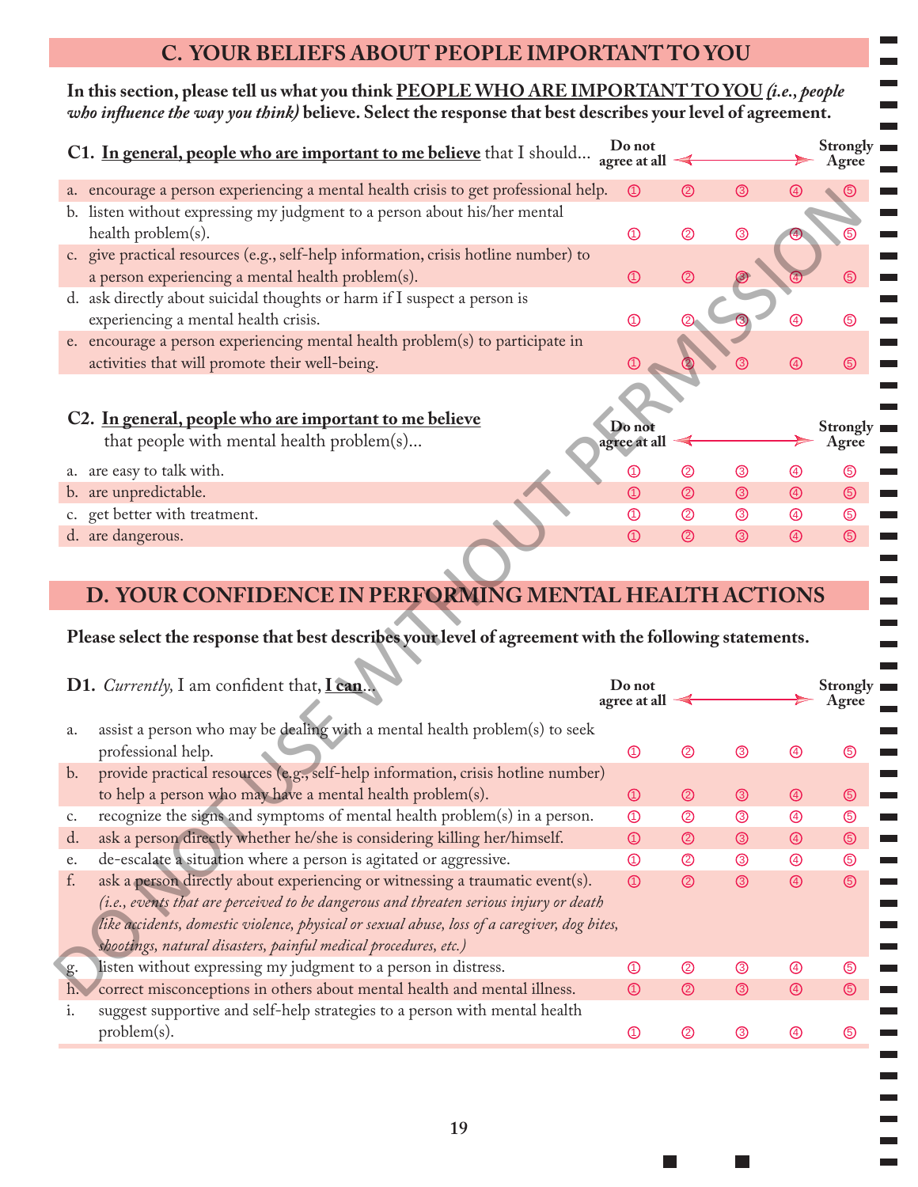## C. YOUR BELIEFS ABOUT PEOPLE IMPORTANT TO YOU

**In this section, please tell us what you think PEOPLE WHO ARE IMPORTANT TO YOU *(i.e., people who influence the way you think)* believe. Select the response that best describes your level of agreement.**

| **C1. In general, people who are important to me believe** that I should... | Do not agree at all | | | | Strongly Agree |
|---|---|---|---|---|---|
| a. encourage a person experiencing a mental health crisis to get professional help. | ① | ② | ③ | ④ | ⑤ |
| b. listen without expressing my judgment to a person about his/her mental health problem(s). | ① | ② | ③ | ④ | ⑤ |
| c. give practical resources (e.g., self-help information, crisis hotline number) to a person experiencing a mental health problem(s). | ① | ② | ③ | ④ | ⑤ |
| d. ask directly about suicidal thoughts or harm if I suspect a person is experiencing a mental health crisis. | ① | ② | ③ | ④ | ⑤ |
| e. encourage a person experiencing mental health problem(s) to participate in activities that will promote their well-being. | ① | ② | ③ | ④ | ⑤ |

| **C2. In general, people who are important to me believe** that people with mental health problem(s)... | Do not agree at all | | | | Strongly Agree |
|---|---|---|---|---|---|
| a. are easy to talk with. | ① | ② | ③ | ④ | ⑤ |
| b. are unpredictable. | ① | ② | ③ | ④ | ⑤ |
| c. get better with treatment. | ① | ② | ③ | ④ | ⑤ |
| d. are dangerous. | ① | ② | ③ | ④ | ⑤ |

## D. YOUR CONFIDENCE IN PERFORMING MENTAL HEALTH ACTIONS

**Please select the response that best describes your level of agreement with the following statements.**

| **D1.** *Currently,* I am confident that, **I can**... | Do not agree at all | | | | Strongly Agree |
|---|---|---|---|---|---|
| a. assist a person who may be dealing with a mental health problem(s) to seek professional help. | ① | ② | ③ | ④ | ⑤ |
| b. provide practical resources (e.g., self-help information, crisis hotline number) to help a person who may have a mental health problem(s). | ① | ② | ③ | ④ | ⑤ |
| c. recognize the signs and symptoms of mental health problem(s) in a person. | ① | ② | ③ | ④ | ⑤ |
| d. ask a person directly whether he/she is considering killing her/himself. | ① | ② | ③ | ④ | ⑤ |
| e. de-escalate a situation where a person is agitated or aggressive. | ① | ② | ③ | ④ | ⑤ |
| f. ask a person directly about experiencing or witnessing a traumatic event(s). *(i.e., events that are perceived to be dangerous and threaten serious injury or death like accidents, domestic violence, physical or sexual abuse, loss of a caregiver, dog bites, shootings, natural disasters, painful medical procedures, etc.)* | ① | ② | ③ | ④ | ⑤ |
| g. listen without expressing my judgment to a person in distress. | ① | ② | ③ | ④ | ⑤ |
| h. correct misconceptions in others about mental health and mental illness. | ① | ② | ③ | ④ | ⑤ |
| i. suggest supportive and self-help strategies to a person with mental health problem(s). | ① | ② | ③ | ④ | ⑤ |

DO NOT USE WITHOUT PERMISSION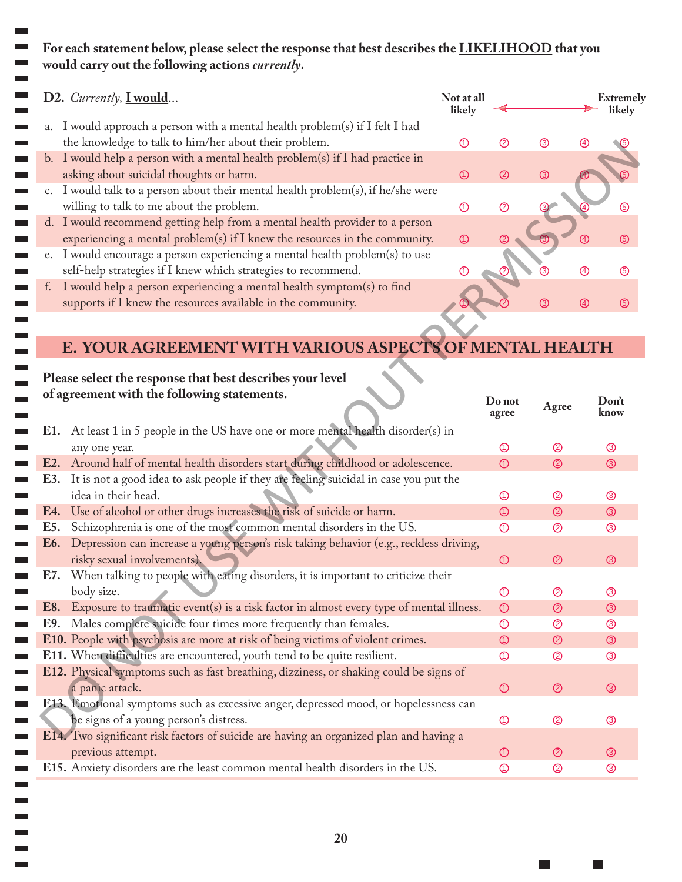**For each statement below, please select the response that best describes the LIKELIHOOD that you would carry out the following actions *currently*.**

| **D2.** *Currently,* **I would**... | Not at all likely | | | | Extremely likely |
|---|---|---|---|---|---|
| a. I would approach a person with a mental health problem(s) if I felt I had the knowledge to talk to him/her about their problem. | ① | ② | ③ | ④ | ⑤ |
| b. I would help a person with a mental health problem(s) if I had practice in asking about suicidal thoughts or harm. | ① | ② | ③ | ④ | ⑤ |
| c. I would talk to a person about their mental health problem(s), if he/she were willing to talk to me about the problem. | ① | ② | ③ | ④ | ⑤ |
| d. I would recommend getting help from a mental health provider to a person experiencing a mental problem(s) if I knew the resources in the community. | ① | ② | ③ | ④ | ⑤ |
| e. I would encourage a person experiencing a mental health problem(s) to use self-help strategies if I knew which strategies to recommend. | ① | ② | ③ | ④ | ⑤ |
| f. I would help a person experiencing a mental health symptom(s) to find supports if I knew the resources available in the community. | ① | ② | ③ | ④ | ⑤ |

## E. YOUR AGREEMENT WITH VARIOUS ASPECTS OF MENTAL HEALTH

**Please select the response that best describes your level of agreement with the following statements.**

| | Do not agree | Agree | Don't know |
|---|---|---|---|
| **E1.** At least 1 in 5 people in the US have one or more mental health disorder(s) in any one year. | ① | ② | ③ |
| **E2.** Around half of mental health disorders start during childhood or adolescence. | ① | ② | ③ |
| **E3.** It is not a good idea to ask people if they are feeling suicidal in case you put the idea in their head. | ① | ② | ③ |
| **E4.** Use of alcohol or other drugs increases the risk of suicide or harm. | ① | ② | ③ |
| **E5.** Schizophrenia is one of the most common mental disorders in the US. | ① | ② | ③ |
| **E6.** Depression can increase a young person's risk taking behavior (e.g., reckless driving, risky sexual involvements). | ① | ② | ③ |
| **E7.** When talking to people with eating disorders, it is important to criticize their body size. | ① | ② | ③ |
| **E8.** Exposure to traumatic event(s) is a risk factor in almost every type of mental illness. | ① | ② | ③ |
| **E9.** Males complete suicide four times more frequently than females. | ① | ② | ③ |
| **E10.** People with psychosis are more at risk of being victims of violent crimes. | ① | ② | ③ |
| **E11.** When difficulties are encountered, youth tend to be quite resilient. | ① | ② | ③ |
| **E12.** Physical symptoms such as fast breathing, dizziness, or shaking could be signs of a panic attack. | ① | ② | ③ |
| **E13.** Emotional symptoms such as excessive anger, depressed mood, or hopelessness can be signs of a young person's distress. | ① | ② | ③ |
| **E14.** Two significant risk factors of suicide are having an organized plan and having a previous attempt. | ① | ② | ③ |
| **E15.** Anxiety disorders are the least common mental health disorders in the US. | ① | ② | ③ |

DO NOT USE WITHOUT PERMISSION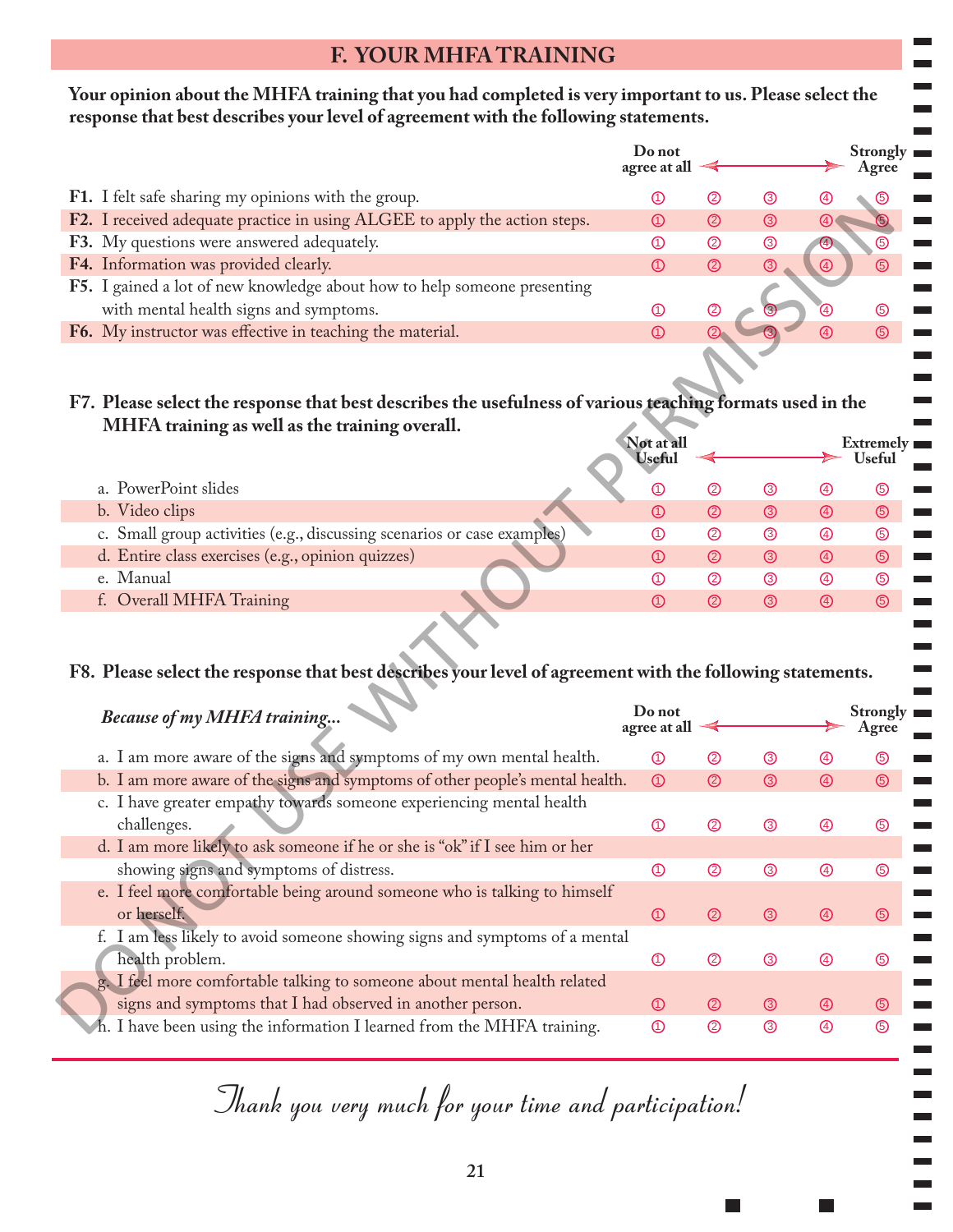## F. YOUR MHFA TRAINING

**Your opinion about the MHFA training that you had completed is very important to us. Please select the response that best describes your level of agreement with the following statements.**

| | Do not agree at all | | | | Strongly Agree |
|---|---|---|---|---|---|
| **F1.** I felt safe sharing my opinions with the group. | ① | ② | ③ | ④ | ⑤ |
| **F2.** I received adequate practice in using ALGEE to apply the action steps. | ① | ② | ③ | ④ | ⑤ |
| **F3.** My questions were answered adequately. | ① | ② | ③ | ④ | ⑤ |
| **F4.** Information was provided clearly. | ① | ② | ③ | ④ | ⑤ |
| **F5.** I gained a lot of new knowledge about how to help someone presenting with mental health signs and symptoms. | ① | ② | ③ | ④ | ⑤ |
| **F6.** My instructor was effective in teaching the material. | ① | ② | ③ | ④ | ⑤ |

**F7. Please select the response that best describes the usefulness of various teaching formats used in the MHFA training as well as the training overall.**

| | Not at all Useful | | | | Extremely Useful |
|---|---|---|---|---|---|
| a. PowerPoint slides | ① | ② | ③ | ④ | ⑤ |
| b. Video clips | ① | ② | ③ | ④ | ⑤ |
| c. Small group activities (e.g., discussing scenarios or case examples) | ① | ② | ③ | ④ | ⑤ |
| d. Entire class exercises (e.g., opinion quizzes) | ① | ② | ③ | ④ | ⑤ |
| e. Manual | ① | ② | ③ | ④ | ⑤ |
| f. Overall MHFA Training | ① | ② | ③ | ④ | ⑤ |

**F8. Please select the response that best describes your level of agreement with the following statements.**

| *Because of my MHFA training...* | Do not agree at all | | | | Strongly Agree |
|---|---|---|---|---|---|
| a. I am more aware of the signs and symptoms of my own mental health. | ① | ② | ③ | ④ | ⑤ |
| b. I am more aware of the signs and symptoms of other people's mental health. | ① | ② | ③ | ④ | ⑤ |
| c. I have greater empathy towards someone experiencing mental health challenges. | ① | ② | ③ | ④ | ⑤ |
| d. I am more likely to ask someone if he or she is "ok" if I see him or her showing signs and symptoms of distress. | ① | ② | ③ | ④ | ⑤ |
| e. I feel more comfortable being around someone who is talking to himself or herself. | ① | ② | ③ | ④ | ⑤ |
| f. I am less likely to avoid someone showing signs and symptoms of a mental health problem. | ① | ② | ③ | ④ | ⑤ |
| g. I feel more comfortable talking to someone about mental health related signs and symptoms that I had observed in another person. | ① | ② | ③ | ④ | ⑤ |
| h. I have been using the information I learned from the MHFA training. | ① | ② | ③ | ④ | ⑤ |

*Thank you very much for your time and participation!*

DO NOT USE WITHOUT PERMISSION